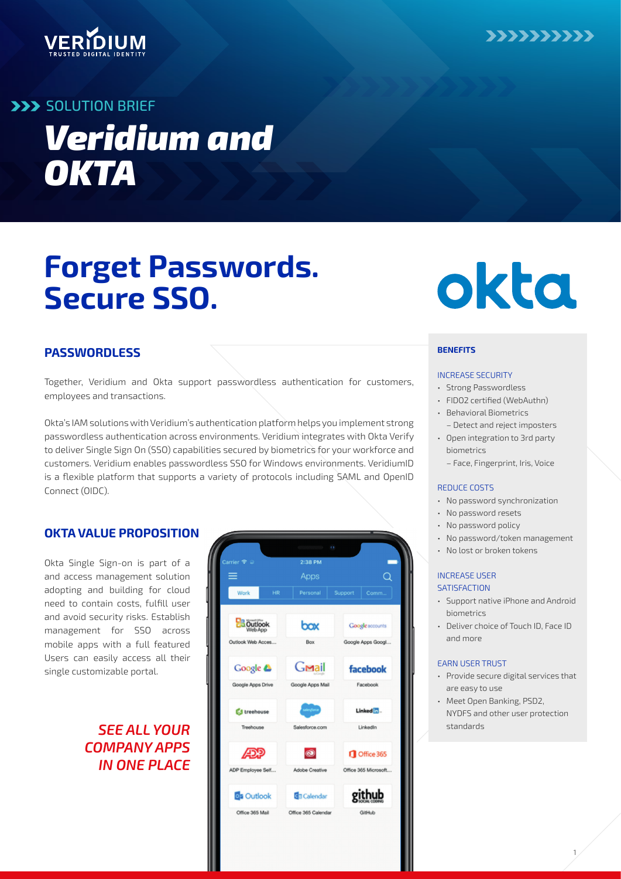VERIDIUM
TRUSTED DIGITAL IDENTITY

SOLUTION BRIEF

# Veridium and OKTA

# Forget Passwords. Secure SSO.

okta

## PASSWORDLESS

Together, Veridium and Okta support passwordless authentication for customers, employees and transactions.

Okta's IAM solutions with Veridium's authentication platform helps you implement strong passwordless authentication across environments. Veridium integrates with Okta Verify to deliver Single Sign On (SSO) capabilities secured by biometrics for your workforce and customers. Veridium enables passwordless SSO for Windows environments. VeridiumID is a flexible platform that supports a variety of protocols including SAML and OpenID Connect (OIDC).

## OKTA VALUE PROPOSITION

Okta Single Sign-on is part of a and access management solution adopting and building for cloud need to contain costs, fulfill user and avoid security risks. Establish management for SSO across mobile apps with a full featured Users can easily access all their single customizable portal.

*SEE ALL YOUR COMPANY APPS IN ONE PLACE*

### BENEFITS

**INCREASE SECURITY**

- Strong Passwordless
- FIDO2 certified (WebAuthn)
- Behavioral Biometrics
  - Detect and reject imposters
- Open integration to 3rd party biometrics
  - Face, Fingerprint, Iris, Voice

**REDUCE COSTS**

- No password synchronization
- No password resets
- No password policy
- No password/token management
- No lost or broken tokens

**INCREASE USER SATISFACTION**

- Support native iPhone and Android biometrics
- Deliver choice of Touch ID, Face ID and more

**EARN USER TRUST**

- Provide secure digital services that are easy to use
- Meet Open Banking, PSD2, NYDFS and other user protection standards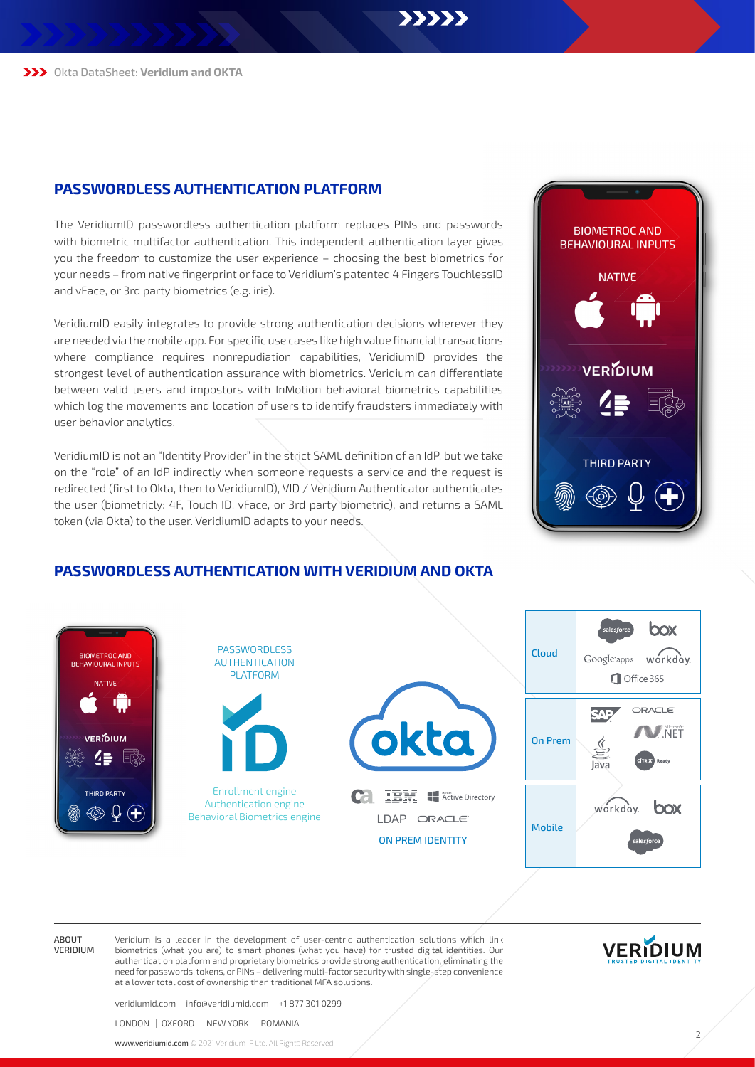## PASSWORDLESS AUTHENTICATION PLATFORM

The VeridiumID passwordless authentication platform replaces PINs and passwords with biometric multifactor authentication. This independent authentication layer gives you the freedom to customize the user experience – choosing the best biometrics for your needs – from native fingerprint or face to Veridium's patented 4 Fingers TouchlessID and vFace, or 3rd party biometrics (e.g. iris).

VeridiumID easily integrates to provide strong authentication decisions wherever they are needed via the mobile app. For specific use cases like high value financial transactions where compliance requires nonrepudiation capabilities, VeridiumID provides the strongest level of authentication assurance with biometrics. Veridium can differentiate between valid users and impostors with InMotion behavioral biometrics capabilities which log the movements and location of users to identify fraudsters immediately with user behavior analytics.

VeridiumID is not an "Identity Provider" in the strict SAML definition of an IdP, but we take on the "role" of an IdP indirectly when someone requests a service and the request is redirected (first to Okta, then to VeridiumID), VID / Veridium Authenticator authenticates the user (biometricly: 4F, Touch ID, vFace, or 3rd party biometric), and returns a SAML token (via Okta) to the user. VeridiumID adapts to your needs.

BIOMETROC AND BEHAVIOURAL INPUTS

NATIVE

VERIDIUM

THIRD PARTY

## PASSWORDLESS AUTHENTICATION WITH VERIDIUM AND OKTA

BIOMETROC AND BEHAVIOURAL INPUTS

NATIVE

VERIDIUM

THIRD PARTY

PASSWORDLESS AUTHENTICATION PLATFORM

Enrollment engine
Authentication engine
Behavioral Biometrics engine

okta

ca IBM Active Directory
LDAP ORACLE

ON PREM IDENTITY

| | |
|---|---|
| Cloud | salesforce, box, Google apps, workday, Office 365 |
| On Prem | SAP, ORACLE, Microsoft .NET, Java, citrix Ready |
| Mobile | workday, box, salesforce |

ABOUT VERIDIUM

Veridium is a leader in the development of user-centric authentication solutions which link biometrics (what you are) to smart phones (what you have) for trusted digital identities. Our authentication platform and proprietary biometrics provide strong authentication, eliminating the need for passwords, tokens, or PINs – delivering multi-factor security with single-step convenience at a lower total cost of ownership than traditional MFA solutions.

veridiumid.com info@veridiumid.com +1 877 301 0299

LONDON | OXFORD | NEW YORK | ROMANIA

www.veridiumid.com © 2021 Veridium IP Ltd. All Rights Reserved.

VERIDIUM
TRUSTED DIGITAL IDENTITY